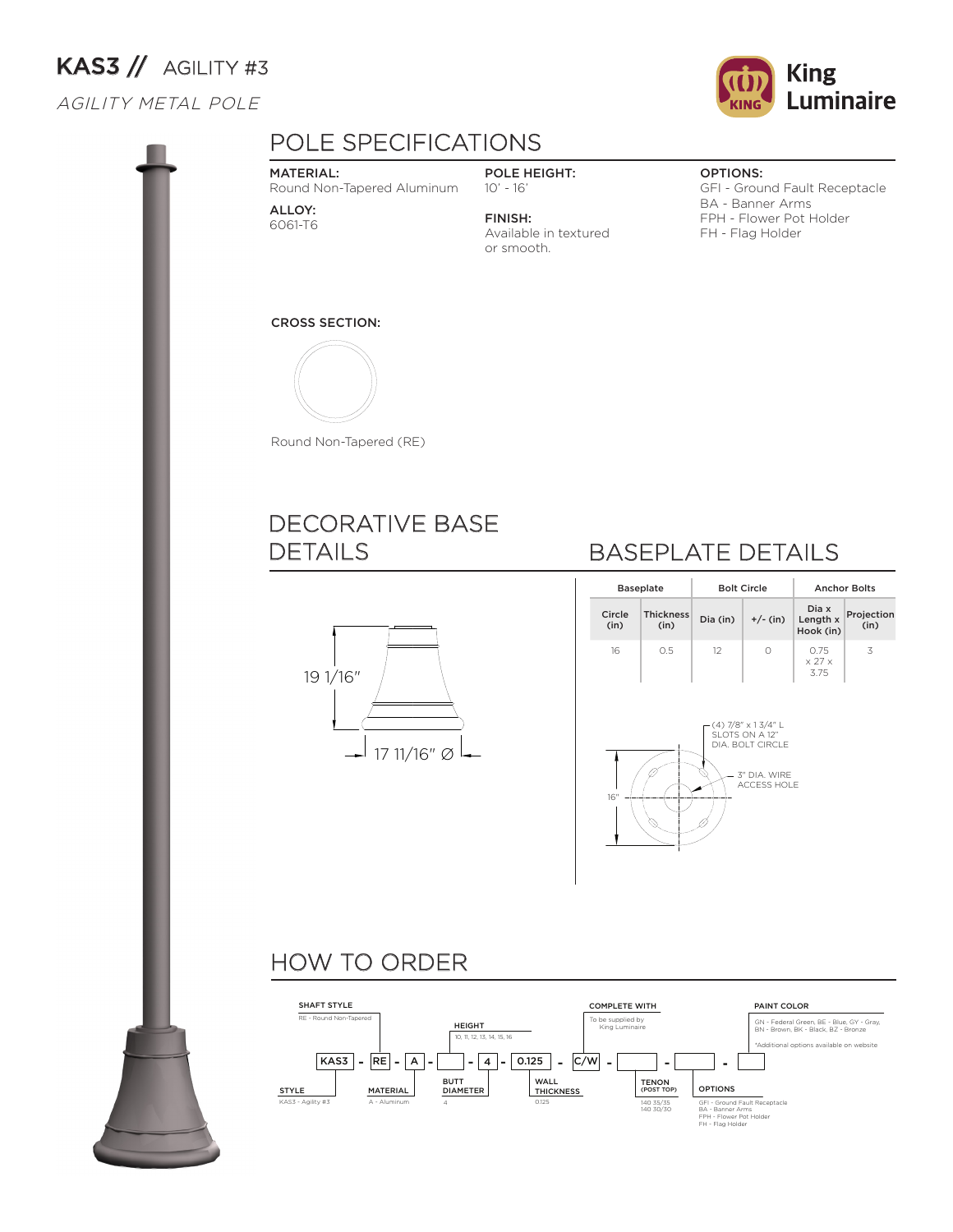# KAS3 // AGILITY #3

*AGILITY METAL POLE*

King Luminaire

## POLE SPECIFICATIONS

**MATERIAL:**
Round Non-Tapered Aluminum

**ALLOY:**
6061-T6

**POLE HEIGHT:**
10' - 16'

**FINISH:**
Available in textured or smooth.

**OPTIONS:**
GFI - Ground Fault Receptacle
BA - Banner Arms
FPH - Flower Pot Holder
FH - Flag Holder

**CROSS SECTION:**

Round Non-Tapered (RE)

## DECORATIVE BASE DETAILS

19 1/16"

17 11/16" Ø

## BASEPLATE DETAILS

| Baseplate | | Bolt Circle | | Anchor Bolts | |
|---|---|---|---|---|---|
| Circle (in) | Thickness (in) | Dia (in) | +/- (in) | Dia x Length x Hook (in) | Projection (in) |
| 16 | 0.5 | 12 | 0 | 0.75 x 27 x 3.75 | 3 |

(4) 7/8" x 1 3/4" L SLOTS ON A 12" DIA. BOLT CIRCLE

3" DIA. WIRE ACCESS HOLE

16"

## HOW TO ORDER

KAS3 - RE - A - [ ] - 4 - 0.125 - C/W - [ ] - [ ] - [ ]

- **STYLE:** KAS3 - Agility #3
- **SHAFT STYLE:** RE - Round Non-Tapered
- **MATERIAL:** A - Aluminum
- **HEIGHT:** 10, 11, 12, 13, 14, 15, 16
- **BUTT DIAMETER:** 4
- **WALL THICKNESS:** 0.125
- **COMPLETE WITH:** To be supplied by King Luminaire
- **TENON (POST TOP):** 140 35/35, 140 30/30
- **OPTIONS:** GFI - Ground Fault Receptacle, BA - Banner Arms, FPH - Flower Pot Holder, FH - Flag Holder
- **PAINT COLOR:** GN - Federal Green, BE - Blue, GY - Gray, BN - Brown, BK - Black, BZ - Bronze
  *Additional options available on website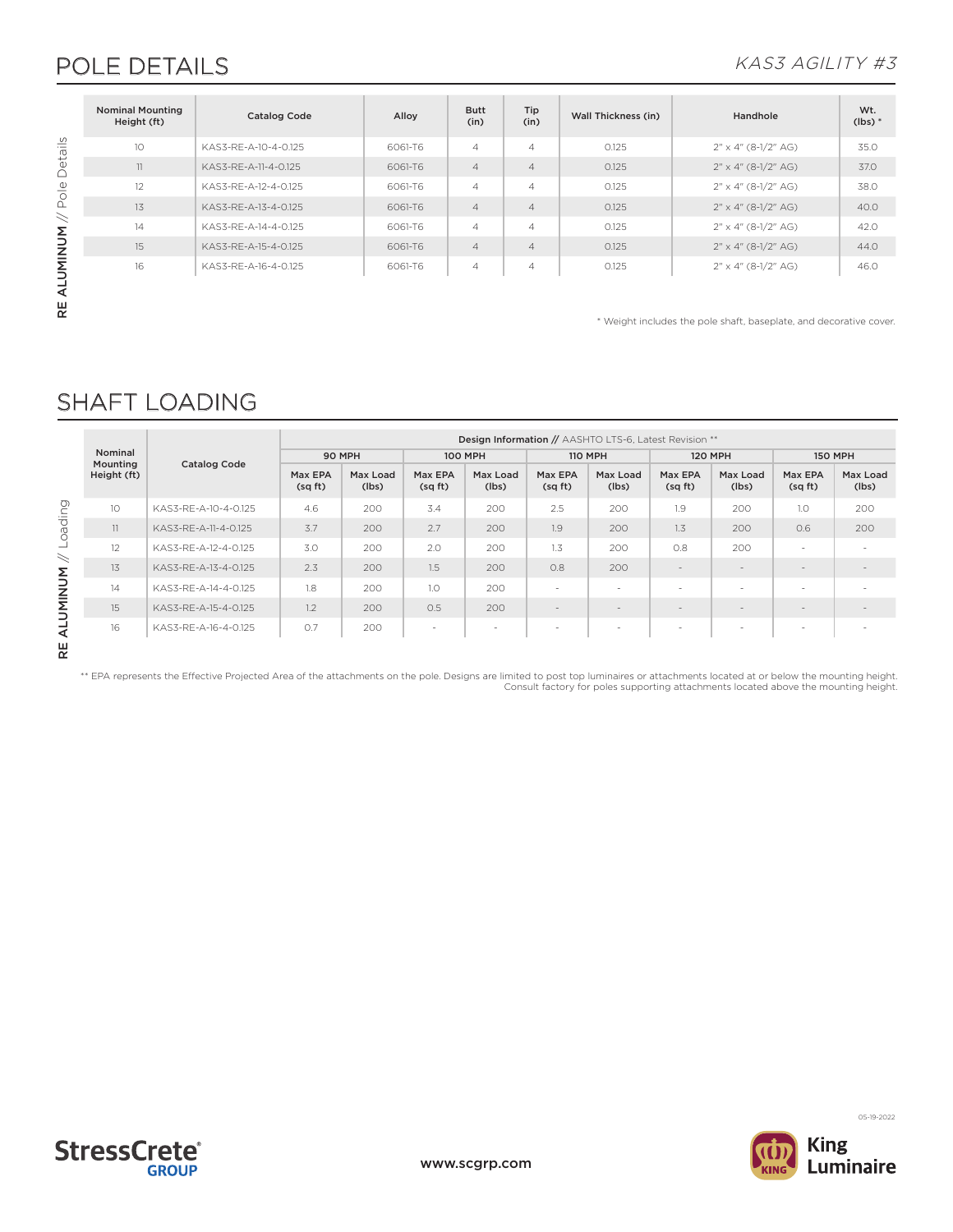# POLE DETAILS

*KAS3 AGILITY #3*

RE ALUMINUM // Pole Details

| Nominal Mounting Height (ft) | Catalog Code | Alloy | Butt (in) | Tip (in) | Wall Thickness (in) | Handhole | Wt. (lbs) * |
|---|---|---|---|---|---|---|---|
| 10 | KAS3-RE-A-10-4-0.125 | 6061-T6 | 4 | 4 | 0.125 | 2" x 4" (8-1/2" AG) | 35.0 |
| 11 | KAS3-RE-A-11-4-0.125 | 6061-T6 | 4 | 4 | 0.125 | 2" x 4" (8-1/2" AG) | 37.0 |
| 12 | KAS3-RE-A-12-4-0.125 | 6061-T6 | 4 | 4 | 0.125 | 2" x 4" (8-1/2" AG) | 38.0 |
| 13 | KAS3-RE-A-13-4-0.125 | 6061-T6 | 4 | 4 | 0.125 | 2" x 4" (8-1/2" AG) | 40.0 |
| 14 | KAS3-RE-A-14-4-0.125 | 6061-T6 | 4 | 4 | 0.125 | 2" x 4" (8-1/2" AG) | 42.0 |
| 15 | KAS3-RE-A-15-4-0.125 | 6061-T6 | 4 | 4 | 0.125 | 2" x 4" (8-1/2" AG) | 44.0 |
| 16 | KAS3-RE-A-16-4-0.125 | 6061-T6 | 4 | 4 | 0.125 | 2" x 4" (8-1/2" AG) | 46.0 |

* Weight includes the pole shaft, baseplate, and decorative cover.

# SHAFT LOADING

RE ALUMINUM // Loading

| Nominal Mounting Height (ft) | Catalog Code | **Design Information //** AASHTO LTS-6, Latest Revision ** | | | | | | | | | |
|---|---|---|---|---|---|---|---|---|---|---|---|
| | | 90 MPH | | 100 MPH | | 110 MPH | | 120 MPH | | 150 MPH | |
| | | Max EPA (sq ft) | Max Load (lbs) | Max EPA (sq ft) | Max Load (lbs) | Max EPA (sq ft) | Max Load (lbs) | Max EPA (sq ft) | Max Load (lbs) | Max EPA (sq ft) | Max Load (lbs) |
| 10 | KAS3-RE-A-10-4-0.125 | 4.6 | 200 | 3.4 | 200 | 2.5 | 200 | 1.9 | 200 | 1.0 | 200 |
| 11 | KAS3-RE-A-11-4-0.125 | 3.7 | 200 | 2.7 | 200 | 1.9 | 200 | 1.3 | 200 | 0.6 | 200 |
| 12 | KAS3-RE-A-12-4-0.125 | 3.0 | 200 | 2.0 | 200 | 1.3 | 200 | 0.8 | 200 | - | - |
| 13 | KAS3-RE-A-13-4-0.125 | 2.3 | 200 | 1.5 | 200 | 0.8 | 200 | - | - | - | - |
| 14 | KAS3-RE-A-14-4-0.125 | 1.8 | 200 | 1.0 | 200 | - | - | - | - | - | - |
| 15 | KAS3-RE-A-15-4-0.125 | 1.2 | 200 | 0.5 | 200 | - | - | - | - | - | - |
| 16 | KAS3-RE-A-16-4-0.125 | 0.7 | 200 | - | - | - | - | - | - | - | - |

** EPA represents the Effective Projected Area of the attachments on the pole. Designs are limited to post top luminaires or attachments located at or below the mounting height. Consult factory for poles supporting attachments located above the mounting height.

05-19-2022

StressCrete GROUP

www.scgrp.com

King Luminaire